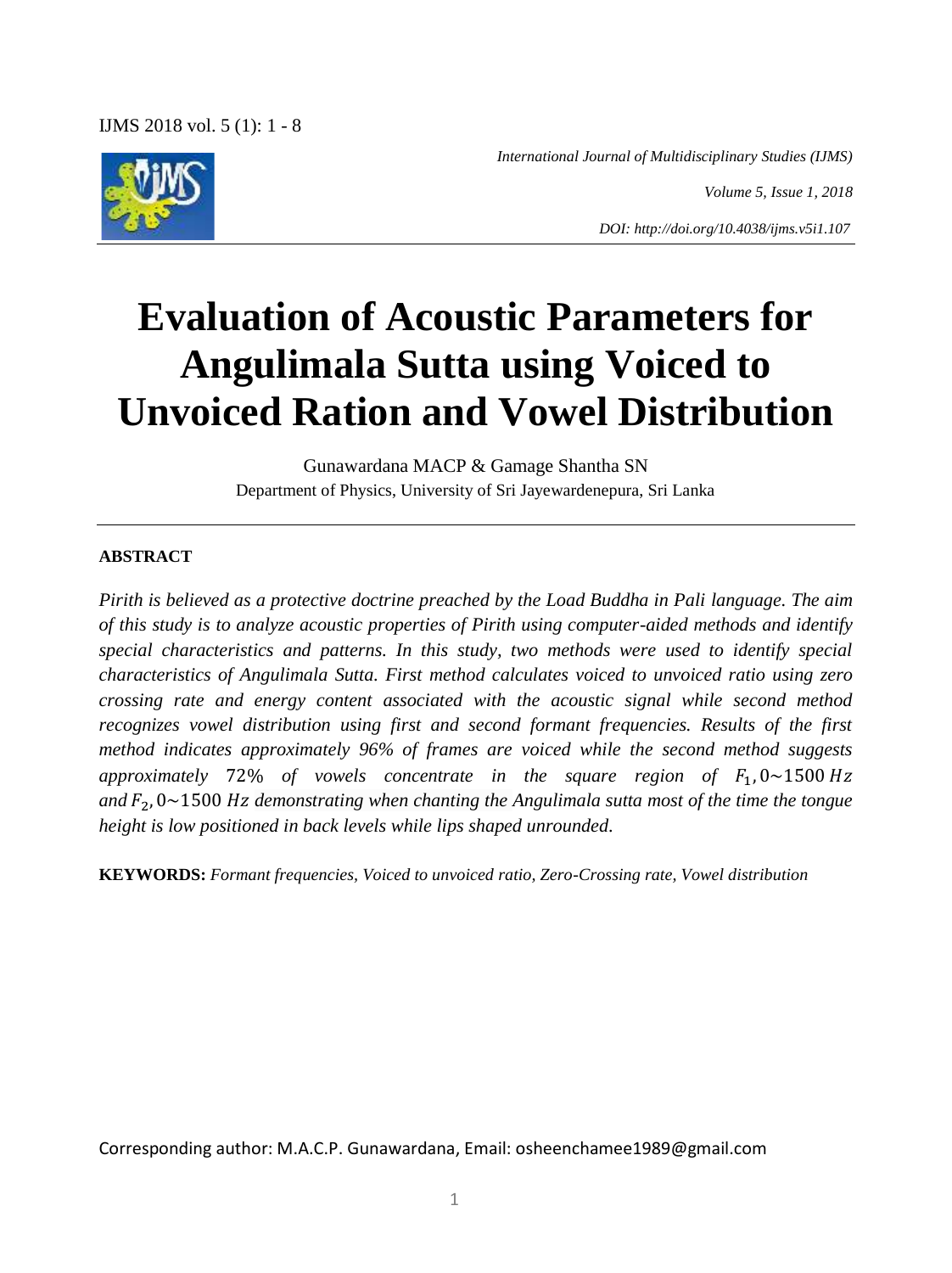International Journal of Multidisciplinary Studies (IJMS)

Volume 5, Issue 1, 2018

DOI: http://doi.org/10.4038/ijms.v5i1.107

# Evaluation of Acoustic Parameters for Angulimala Sutta using Voiced to Unvoiced Ration and Vowel Distribution

Gunawardana MACP & Gamage Shantha SN

Department of Physics, University of Sri Jayewardenepura, Sri Lanka

---

**ABSTRACT**

*Pirith is believed as a protective doctrine preached by the Load Buddha in Pali language. The aim of this study is to analyze acoustic properties of Pirith using computer-aided methods and identify special characteristics and patterns. In this study, two methods were used to identify special characteristics of Angulimala Sutta. First method calculates voiced to unvoiced ratio using zero crossing rate and energy content associated with the acoustic signal while second method recognizes vowel distribution using first and second formant frequencies. Results of the first method indicates approximately 96% of frames are voiced while the second method suggests approximately* $72\%$ *of vowels concentrate in the square region of* $F_1, 0\sim1500\,Hz$ *and* $F_2, 0\sim1500\,Hz$ *demonstrating when chanting the Angulimala sutta most of the time the tongue height is low positioned in back levels while lips shaped unrounded.*

**KEYWORDS:** *Formant frequencies, Voiced to unvoiced ratio, Zero-Crossing rate, Vowel distribution*

Corresponding author: M.A.C.P. Gunawardana, Email: osheenchamee1989@gmail.com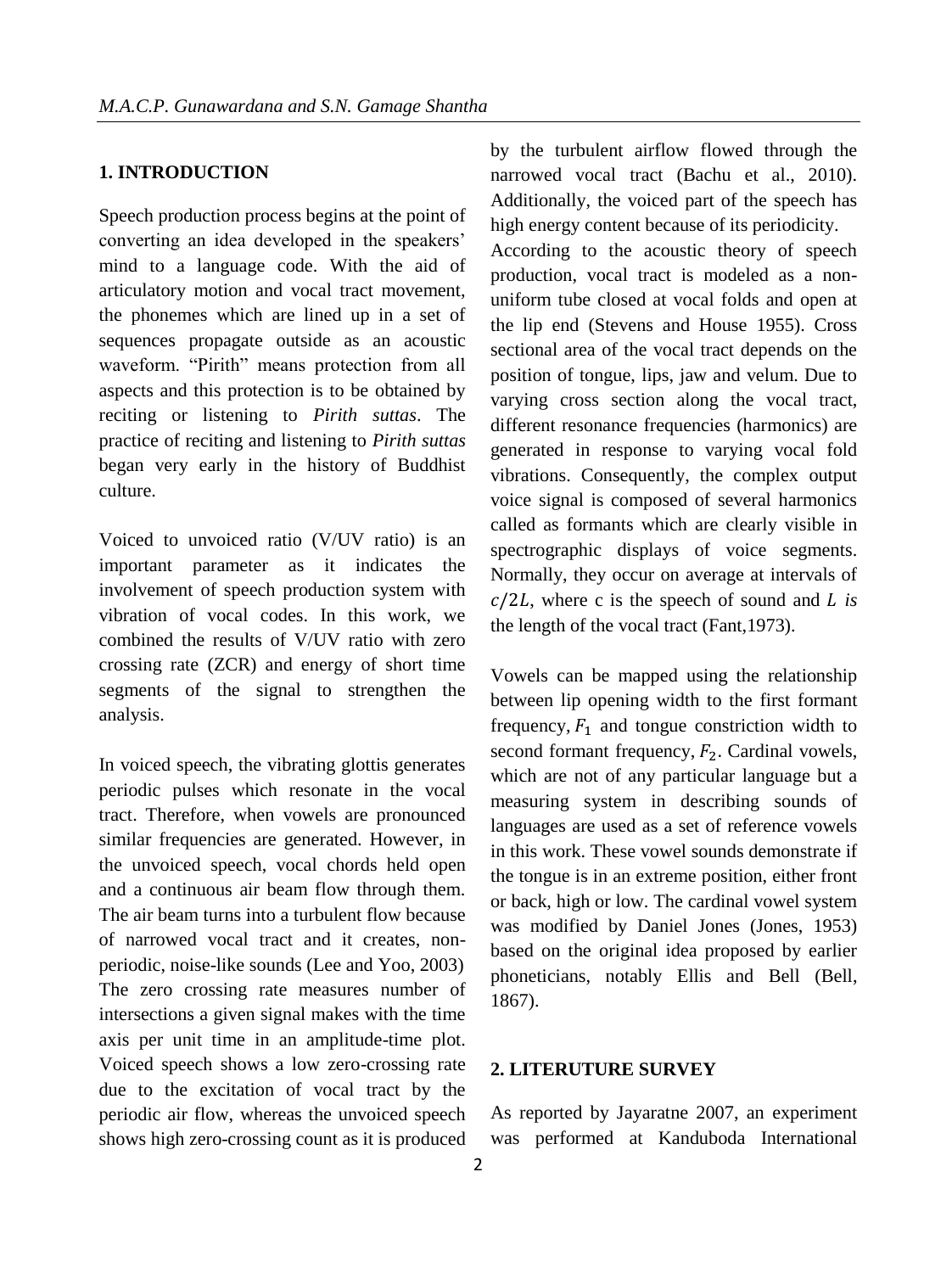## 1. INTRODUCTION

Speech production process begins at the point of converting an idea developed in the speakers' mind to a language code. With the aid of articulatory motion and vocal tract movement, the phonemes which are lined up in a set of sequences propagate outside as an acoustic waveform. "Pirith" means protection from all aspects and this protection is to be obtained by reciting or listening to *Pirith suttas*. The practice of reciting and listening to *Pirith suttas* began very early in the history of Buddhist culture.

Voiced to unvoiced ratio (V/UV ratio) is an important parameter as it indicates the involvement of speech production system with vibration of vocal codes. In this work, we combined the results of V/UV ratio with zero crossing rate (ZCR) and energy of short time segments of the signal to strengthen the analysis.

In voiced speech, the vibrating glottis generates periodic pulses which resonate in the vocal tract. Therefore, when vowels are pronounced similar frequencies are generated. However, in the unvoiced speech, vocal chords held open and a continuous air beam flow through them. The air beam turns into a turbulent flow because of narrowed vocal tract and it creates, non-periodic, noise-like sounds (Lee and Yoo, 2003) The zero crossing rate measures number of intersections a given signal makes with the time axis per unit time in an amplitude-time plot. Voiced speech shows a low zero-crossing rate due to the excitation of vocal tract by the periodic air flow, whereas the unvoiced speech shows high zero-crossing count as it is produced by the turbulent airflow flowed through the narrowed vocal tract (Bachu et al., 2010). Additionally, the voiced part of the speech has high energy content because of its periodicity.

According to the acoustic theory of speech production, vocal tract is modeled as a non-uniform tube closed at vocal folds and open at the lip end (Stevens and House 1955). Cross sectional area of the vocal tract depends on the position of tongue, lips, jaw and velum. Due to varying cross section along the vocal tract, different resonance frequencies (harmonics) are generated in response to varying vocal fold vibrations. Consequently, the complex output voice signal is composed of several harmonics called as formants which are clearly visible in spectrographic displays of voice segments. Normally, they occur on average at intervals of $c/2L$, where c is the speech of sound and $L$ *is* the length of the vocal tract (Fant,1973).

Vowels can be mapped using the relationship between lip opening width to the first formant frequency, $F_1$ and tongue constriction width to second formant frequency, $F_2$. Cardinal vowels, which are not of any particular language but a measuring system in describing sounds of languages are used as a set of reference vowels in this work. These vowel sounds demonstrate if the tongue is in an extreme position, either front or back, high or low. The cardinal vowel system was modified by Daniel Jones (Jones, 1953) based on the original idea proposed by earlier phoneticians, notably Ellis and Bell (Bell, 1867).

## 2. LITERUTURE SURVEY

As reported by Jayaratne 2007, an experiment was performed at Kanduboda International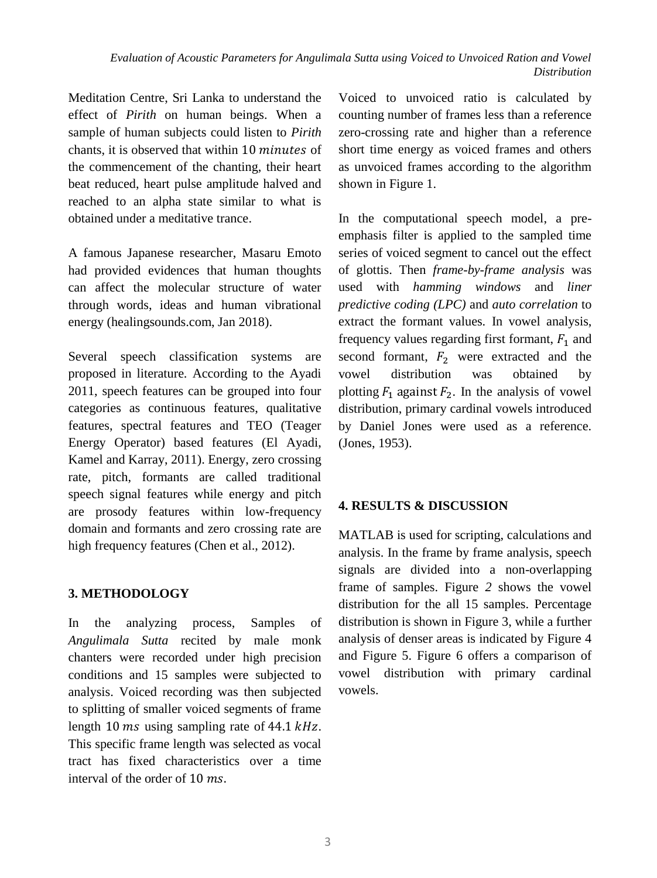Meditation Centre, Sri Lanka to understand the effect of *Pirith* on human beings. When a sample of human subjects could listen to *Pirith* chants, it is observed that within 10 $minutes$ of the commencement of the chanting, their heart beat reduced, heart pulse amplitude halved and reached to an alpha state similar to what is obtained under a meditative trance.

A famous Japanese researcher, Masaru Emoto had provided evidences that human thoughts can affect the molecular structure of water through words, ideas and human vibrational energy (healingsounds.com, Jan 2018).

Several speech classification systems are proposed in literature. According to the Ayadi 2011, speech features can be grouped into four categories as continuous features, qualitative features, spectral features and TEO (Teager Energy Operator) based features (El Ayadi, Kamel and Karray, 2011). Energy, zero crossing rate, pitch, formants are called traditional speech signal features while energy and pitch are prosody features within low-frequency domain and formants and zero crossing rate are high frequency features (Chen et al., 2012).

## 3. METHODOLOGY

In the analyzing process, Samples of *Angulimala Sutta* recited by male monk chanters were recorded under high precision conditions and 15 samples were subjected to analysis. Voiced recording was then subjected to splitting of smaller voiced segments of frame length 10 $ms$ using sampling rate of 44.1 $kHz$. This specific frame length was selected as vocal tract has fixed characteristics over a time interval of the order of 10 $ms$.

Voiced to unvoiced ratio is calculated by counting number of frames less than a reference zero-crossing rate and higher than a reference short time energy as voiced frames and others as unvoiced frames according to the algorithm shown in Figure 1.

In the computational speech model, a pre-emphasis filter is applied to the sampled time series of voiced segment to cancel out the effect of glottis. Then *frame-by-frame analysis* was used with *hamming windows* and *liner predictive coding (LPC)* and *auto correlation* to extract the formant values. In vowel analysis, frequency values regarding first formant, $F_1$ and second formant, $F_2$ were extracted and the vowel distribution was obtained by plotting $F_1$ against $F_2$. In the analysis of vowel distribution, primary cardinal vowels introduced by Daniel Jones were used as a reference. (Jones, 1953).

## 4. RESULTS & DISCUSSION

MATLAB is used for scripting, calculations and analysis. In the frame by frame analysis, speech signals are divided into a non-overlapping frame of samples. Figure *2* shows the vowel distribution for the all 15 samples. Percentage distribution is shown in Figure 3, while a further analysis of denser areas is indicated by Figure 4 and Figure 5. Figure 6 offers a comparison of vowel distribution with primary cardinal vowels.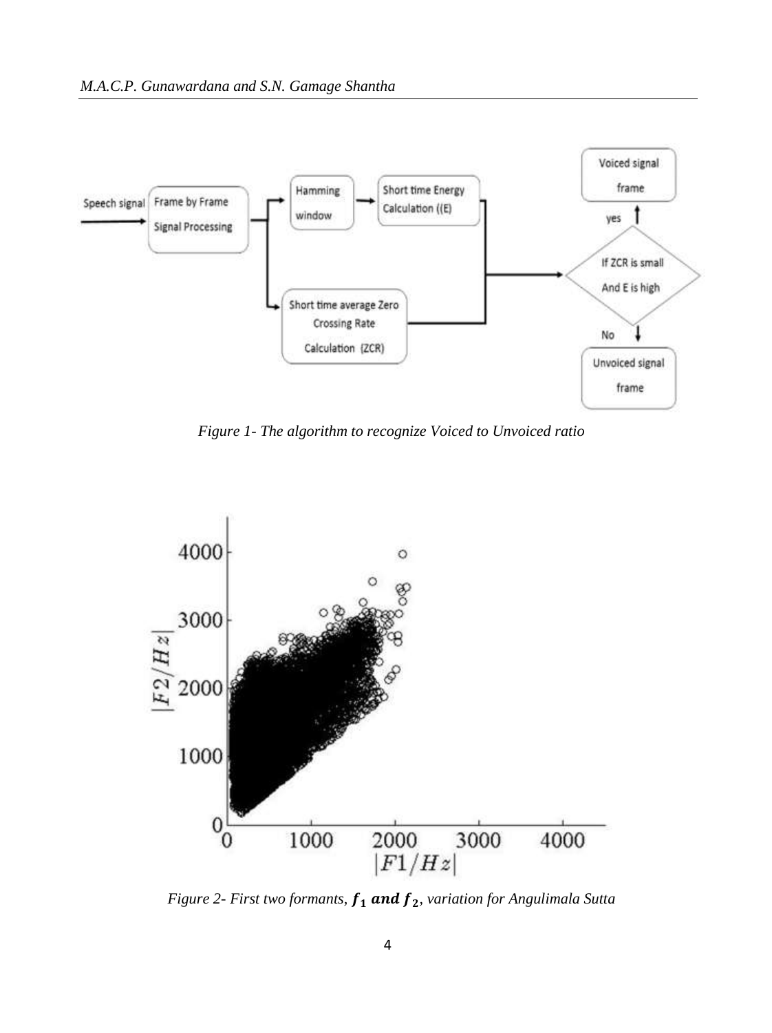Figure 1- The algorithm to recognize Voiced to Unvoiced ratio

Figure 2- First two formants, $f_1$ **and** $f_2$, variation for Angulimala Sutta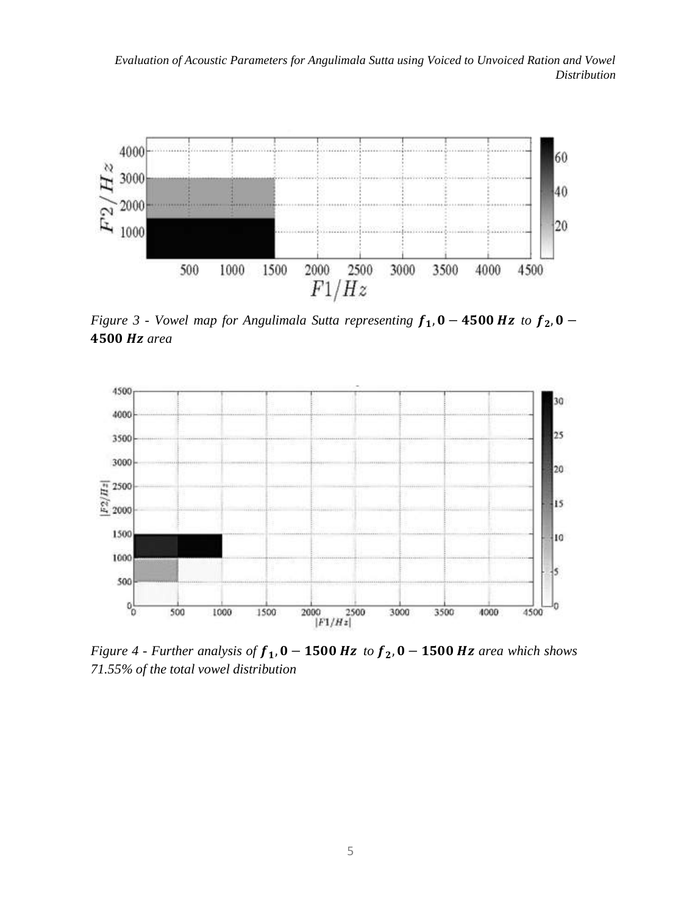*Figure 3 - Vowel map for Angulimala Sutta representing $f_1, 0 - 4500\ Hz$ to $f_2, 0 - 4500\ Hz$ area*

*Figure 4 - Further analysis of $f_1, 0 - 1500\ Hz$ to $f_2, 0 - 1500\ Hz$ area which shows 71.55% of the total vowel distribution*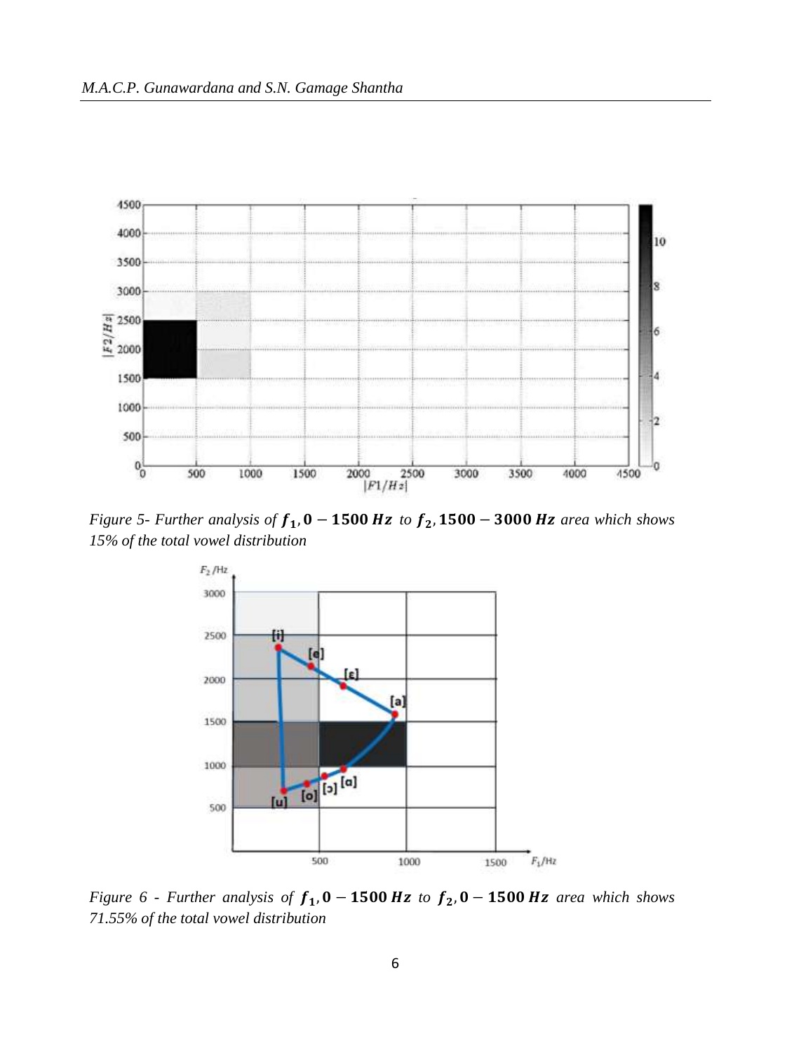*Figure 5- Further analysis of $f_1$, **0 − 1500 Hz** to $f_2$, **1500 − 3000 Hz** area which shows 15% of the total vowel distribution*

*Figure 6 - Further analysis of $f_1$, **0 − 1500 Hz** to $f_2$, **0 − 1500 Hz** area which shows 71.55% of the total vowel distribution*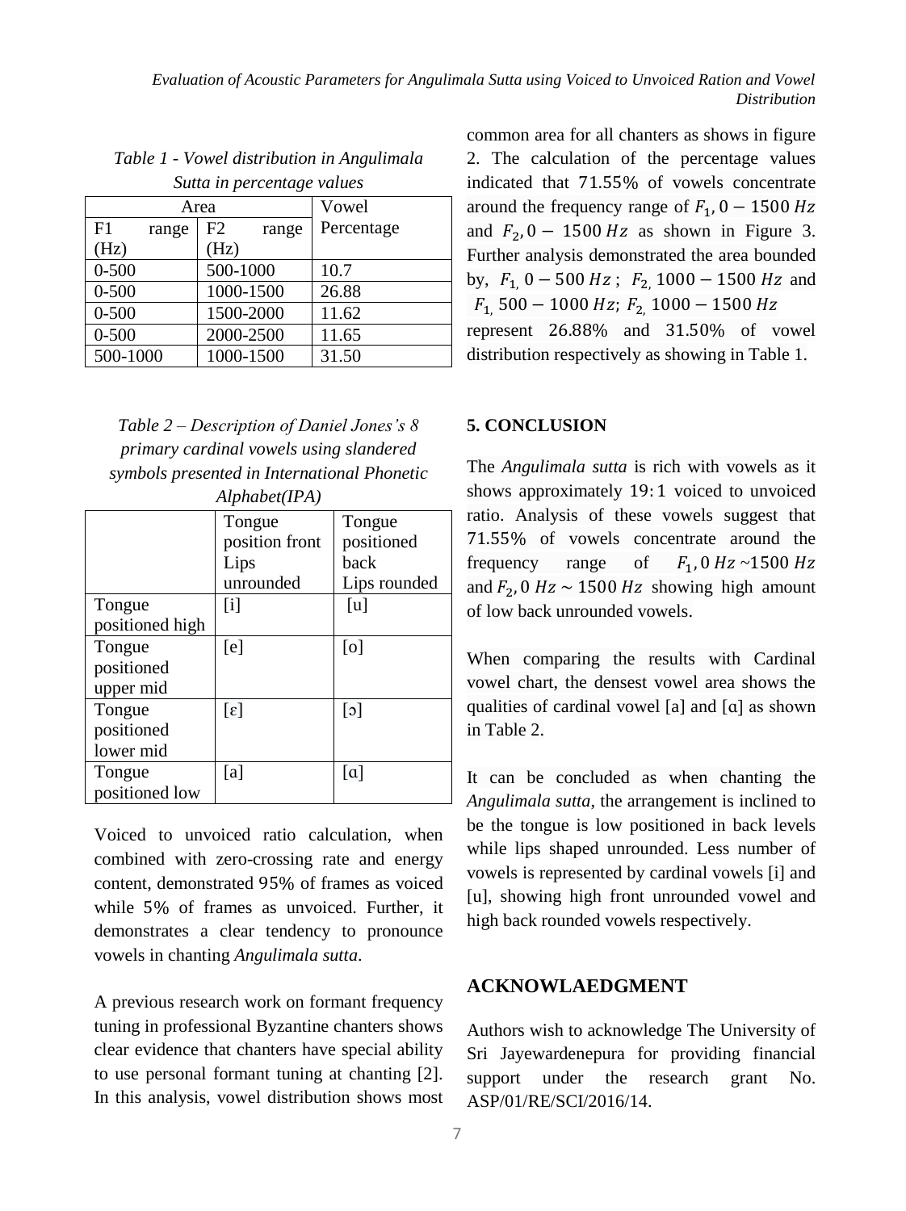*Table 1 - Vowel distribution in Angulimala Sutta in percentage values*

| Area | | Vowel Percentage |
|---|---|---|
| F1 range (Hz) | F2 range (Hz) | |
| 0-500 | 500-1000 | 10.7 |
| 0-500 | 1000-1500 | 26.88 |
| 0-500 | 1500-2000 | 11.62 |
| 0-500 | 2000-2500 | 11.65 |
| 500-1000 | 1000-1500 | 31.50 |

*Table 2 – Description of Daniel Jones's 8 primary cardinal vowels using slandered symbols presented in International Phonetic Alphabet(IPA)*

| | Tongue position front Lips unrounded | Tongue positioned back Lips rounded |
|---|---|---|
| Tongue positioned high | [i] | [u] |
| Tongue positioned upper mid | [e] | [o] |
| Tongue positioned lower mid | [ɛ] | [ɔ] |
| Tongue positioned low | [a] | [ɑ] |

Voiced to unvoiced ratio calculation, when combined with zero-crossing rate and energy content, demonstrated 95% of frames as voiced while 5% of frames as unvoiced. Further, it demonstrates a clear tendency to pronounce vowels in chanting *Angulimala sutta*.

A previous research work on formant frequency tuning in professional Byzantine chanters shows clear evidence that chanters have special ability to use personal formant tuning at chanting [2]. In this analysis, vowel distribution shows most common area for all chanters as shows in figure 2. The calculation of the percentage values indicated that 71.55% of vowels concentrate around the frequency range of $F_1, 0 - 1500\,Hz$ and $F_2, 0 - 1500\,Hz$ as shown in Figure 3. Further analysis demonstrated the area bounded by, $F_{1,}\ 0 - 500\,Hz$ ; $F_{2,}\ 1000 - 1500\,Hz$ and $F_{1,}\ 500 - 1000\,Hz$; $F_{2,}\ 1000 - 1500\,Hz$ represent 26.88% and 31.50% of vowel distribution respectively as showing in Table 1.

## 5. CONCLUSION

The *Angulimala sutta* is rich with vowels as it shows approximately $19:1$ voiced to unvoiced ratio. Analysis of these vowels suggest that 71.55% of vowels concentrate around the frequency range of $F_1, 0\,Hz$ ~$1500\,Hz$ and $F_2, 0\,Hz \sim 1500\,Hz$ showing high amount of low back unrounded vowels.

When comparing the results with Cardinal vowel chart, the densest vowel area shows the qualities of cardinal vowel [a] and [ɑ] as shown in Table 2.

It can be concluded as when chanting the *Angulimala sutta*, the arrangement is inclined to be the tongue is low positioned in back levels while lips shaped unrounded. Less number of vowels is represented by cardinal vowels [i] and [u], showing high front unrounded vowel and high back rounded vowels respectively.

## ACKNOWLAEDGMENT

Authors wish to acknowledge The University of Sri Jayewardenepura for providing financial support under the research grant No. ASP/01/RE/SCI/2016/14.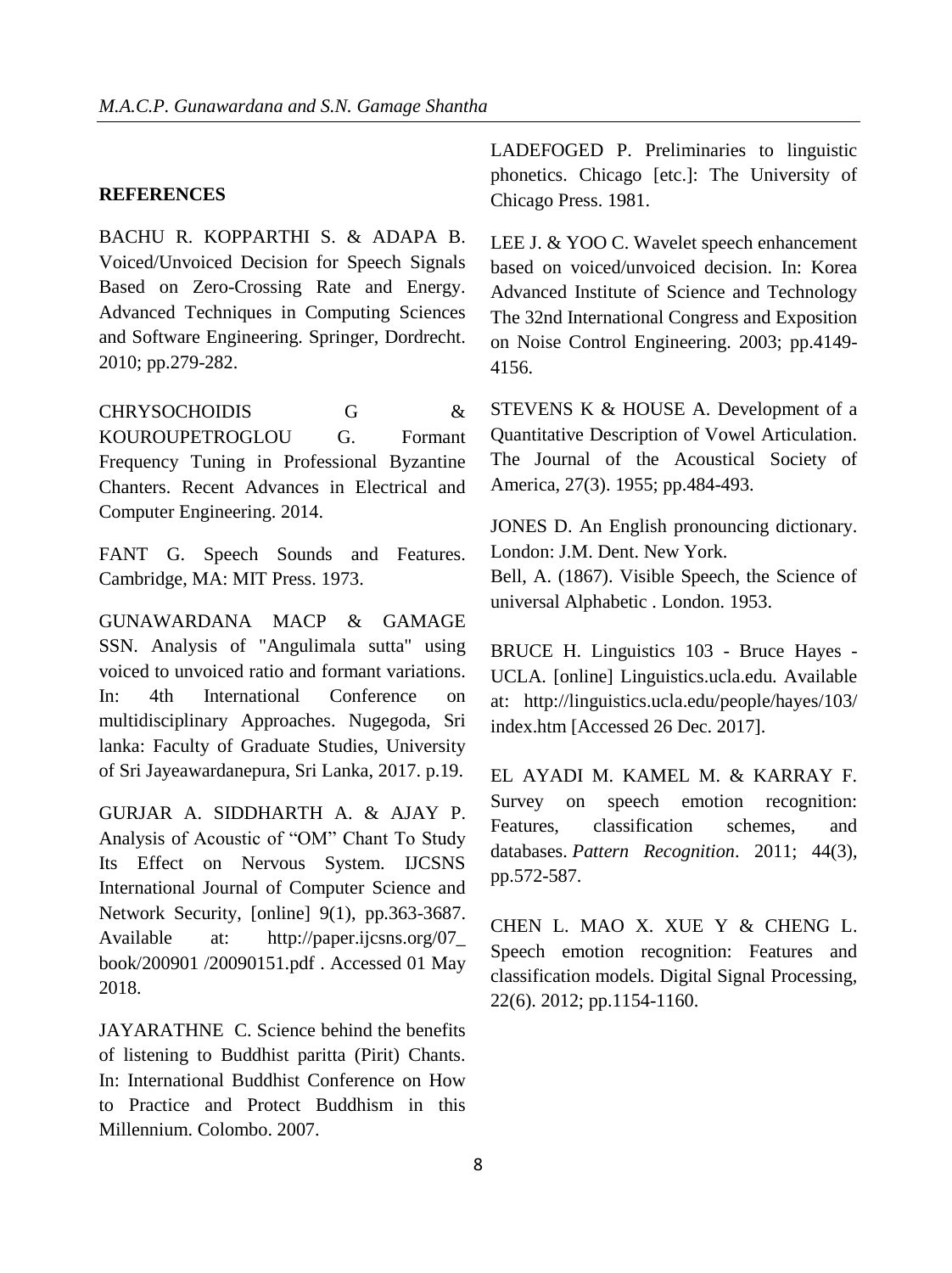## REFERENCES

BACHU R. KOPPARTHI S. & ADAPA B. Voiced/Unvoiced Decision for Speech Signals Based on Zero-Crossing Rate and Energy. Advanced Techniques in Computing Sciences and Software Engineering. Springer, Dordrecht. 2010; pp.279-282.

CHRYSOCHOIDIS G & KOUROUPETROGLOU G. Formant Frequency Tuning in Professional Byzantine Chanters. Recent Advances in Electrical and Computer Engineering. 2014.

FANT G. Speech Sounds and Features. Cambridge, MA: MIT Press. 1973.

GUNAWARDANA MACP & GAMAGE SSN. Analysis of "Angulimala sutta" using voiced to unvoiced ratio and formant variations. In: 4th International Conference on multidisciplinary Approaches. Nugegoda, Sri lanka: Faculty of Graduate Studies, University of Sri Jayeawardanepura, Sri Lanka, 2017. p.19.

GURJAR A. SIDDHARTH A. & AJAY P. Analysis of Acoustic of "OM" Chant To Study Its Effect on Nervous System. IJCSNS International Journal of Computer Science and Network Security, [online] 9(1), pp.363-3687. Available at: http://paper.ijcsns.org/07_book/200901 /20090151.pdf . Accessed 01 May 2018.

JAYARATHNE C. Science behind the benefits of listening to Buddhist paritta (Pirit) Chants. In: International Buddhist Conference on How to Practice and Protect Buddhism in this Millennium. Colombo. 2007.

LADEFOGED P. Preliminaries to linguistic phonetics. Chicago [etc.]: The University of Chicago Press. 1981.

LEE J. & YOO C. Wavelet speech enhancement based on voiced/unvoiced decision. In: Korea Advanced Institute of Science and Technology The 32nd International Congress and Exposition on Noise Control Engineering. 2003; pp.4149-4156.

STEVENS K & HOUSE A. Development of a Quantitative Description of Vowel Articulation. The Journal of the Acoustical Society of America, 27(3). 1955; pp.484-493.

JONES D. An English pronouncing dictionary. London: J.M. Dent. New York.
Bell, A. (1867). Visible Speech, the Science of universal Alphabetic . London. 1953.

BRUCE H. Linguistics 103 - Bruce Hayes - UCLA. [online] Linguistics.ucla.edu. Available at: http://linguistics.ucla.edu/people/hayes/103/index.htm [Accessed 26 Dec. 2017].

EL AYADI M. KAMEL M. & KARRAY F. Survey on speech emotion recognition: Features, classification schemes, and databases. *Pattern Recognition*. 2011; 44(3), pp.572-587.

CHEN L. MAO X. XUE Y & CHENG L. Speech emotion recognition: Features and classification models. Digital Signal Processing, 22(6). 2012; pp.1154-1160.